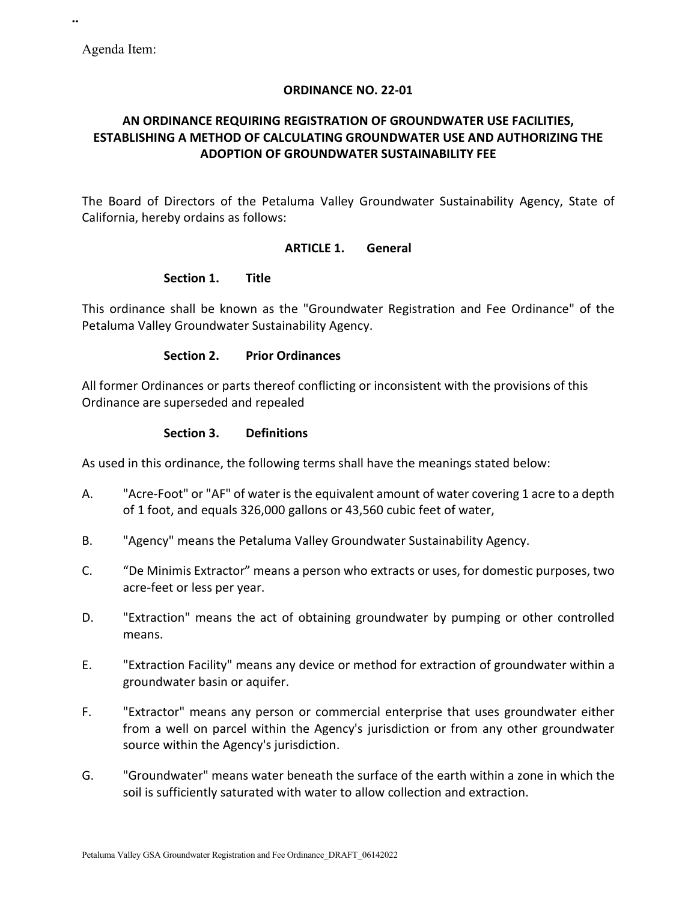Agenda Item:

**ORDINANCE NO. 22-01**

**AN ORDINANCE REQUIRING REGISTRATION OF GROUNDWATER USE FACILITIES, ESTABLISHING A METHOD OF CALCULATING GROUNDWATER USE AND AUTHORIZING THE ADOPTION OF GROUNDWATER SUSTAINABILITY FEE**

The Board of Directors of the Petaluma Valley Groundwater Sustainability Agency, State of California, hereby ordains as follows:

## ARTICLE 1. General

### Section 1. Title

This ordinance shall be known as the "Groundwater Registration and Fee Ordinance" of the Petaluma Valley Groundwater Sustainability Agency.

### Section 2. Prior Ordinances

All former Ordinances or parts thereof conflicting or inconsistent with the provisions of this Ordinance are superseded and repealed

### Section 3. Definitions

As used in this ordinance, the following terms shall have the meanings stated below:

A. "Acre-Foot" or "AF" of water is the equivalent amount of water covering 1 acre to a depth of 1 foot, and equals 326,000 gallons or 43,560 cubic feet of water,

B. "Agency" means the Petaluma Valley Groundwater Sustainability Agency.

C. “De Minimis Extractor” means a person who extracts or uses, for domestic purposes, two acre-feet or less per year.

D. "Extraction" means the act of obtaining groundwater by pumping or other controlled means.

E. "Extraction Facility" means any device or method for extraction of groundwater within a groundwater basin or aquifer.

F. "Extractor" means any person or commercial enterprise that uses groundwater either from a well on parcel within the Agency's jurisdiction or from any other groundwater source within the Agency's jurisdiction.

G. "Groundwater" means water beneath the surface of the earth within a zone in which the soil is sufficiently saturated with water to allow collection and extraction.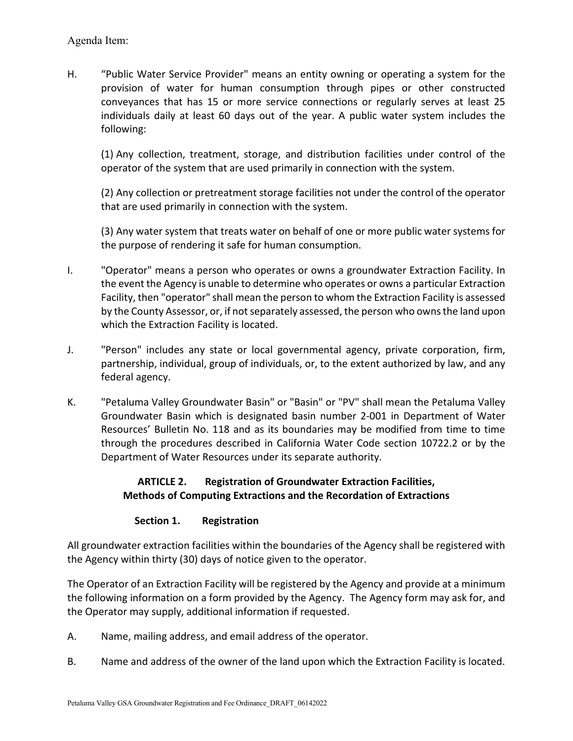Agenda Item:

H. "Public Water Service Provider" means an entity owning or operating a system for the provision of water for human consumption through pipes or other constructed conveyances that has 15 or more service connections or regularly serves at least 25 individuals daily at least 60 days out of the year. A public water system includes the following:

(1) Any collection, treatment, storage, and distribution facilities under control of the operator of the system that are used primarily in connection with the system.

(2) Any collection or pretreatment storage facilities not under the control of the operator that are used primarily in connection with the system.

(3) Any water system that treats water on behalf of one or more public water systems for the purpose of rendering it safe for human consumption.

I. "Operator" means a person who operates or owns a groundwater Extraction Facility. In the event the Agency is unable to determine who operates or owns a particular Extraction Facility, then "operator" shall mean the person to whom the Extraction Facility is assessed by the County Assessor, or, if not separately assessed, the person who owns the land upon which the Extraction Facility is located.

J. "Person" includes any state or local governmental agency, private corporation, firm, partnership, individual, group of individuals, or, to the extent authorized by law, and any federal agency.

K. "Petaluma Valley Groundwater Basin" or "Basin" or "PV" shall mean the Petaluma Valley Groundwater Basin which is designated basin number 2-001 in Department of Water Resources' Bulletin No. 118 and as its boundaries may be modified from time to time through the procedures described in California Water Code section 10722.2 or by the Department of Water Resources under its separate authority.

## ARTICLE 2. Registration of Groundwater Extraction Facilities, Methods of Computing Extractions and the Recordation of Extractions

### Section 1. Registration

All groundwater extraction facilities within the boundaries of the Agency shall be registered with the Agency within thirty (30) days of notice given to the operator.

The Operator of an Extraction Facility will be registered by the Agency and provide at a minimum the following information on a form provided by the Agency. The Agency form may ask for, and the Operator may supply, additional information if requested.

A. Name, mailing address, and email address of the operator.

B. Name and address of the owner of the land upon which the Extraction Facility is located.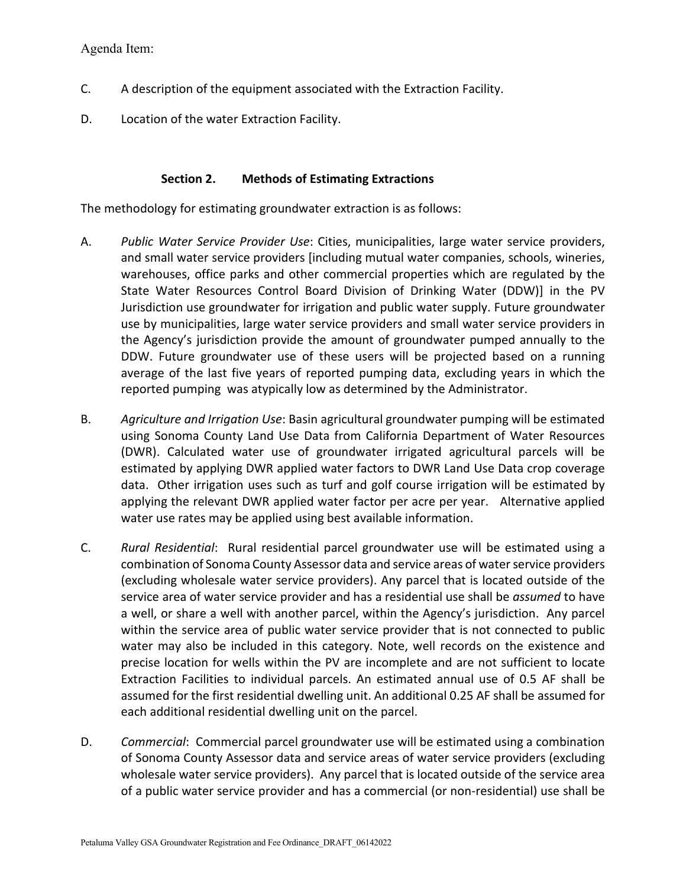C. A description of the equipment associated with the Extraction Facility.

D. Location of the water Extraction Facility.

### Section 2. Methods of Estimating Extractions

The methodology for estimating groundwater extraction is as follows:

A. *Public Water Service Provider Use*: Cities, municipalities, large water service providers, and small water service providers [including mutual water companies, schools, wineries, warehouses, office parks and other commercial properties which are regulated by the State Water Resources Control Board Division of Drinking Water (DDW)] in the PV Jurisdiction use groundwater for irrigation and public water supply. Future groundwater use by municipalities, large water service providers and small water service providers in the Agency's jurisdiction provide the amount of groundwater pumped annually to the DDW. Future groundwater use of these users will be projected based on a running average of the last five years of reported pumping data, excluding years in which the reported pumping was atypically low as determined by the Administrator.

B. *Agriculture and Irrigation Use*: Basin agricultural groundwater pumping will be estimated using Sonoma County Land Use Data from California Department of Water Resources (DWR). Calculated water use of groundwater irrigated agricultural parcels will be estimated by applying DWR applied water factors to DWR Land Use Data crop coverage data. Other irrigation uses such as turf and golf course irrigation will be estimated by applying the relevant DWR applied water factor per acre per year. Alternative applied water use rates may be applied using best available information.

C. *Rural Residential*: Rural residential parcel groundwater use will be estimated using a combination of Sonoma County Assessor data and service areas of water service providers (excluding wholesale water service providers). Any parcel that is located outside of the service area of water service provider and has a residential use shall be *assumed* to have a well, or share a well with another parcel, within the Agency's jurisdiction. Any parcel within the service area of public water service provider that is not connected to public water may also be included in this category. Note, well records on the existence and precise location for wells within the PV are incomplete and are not sufficient to locate Extraction Facilities to individual parcels. An estimated annual use of 0.5 AF shall be assumed for the first residential dwelling unit. An additional 0.25 AF shall be assumed for each additional residential dwelling unit on the parcel.

D. *Commercial*: Commercial parcel groundwater use will be estimated using a combination of Sonoma County Assessor data and service areas of water service providers (excluding wholesale water service providers). Any parcel that is located outside of the service area of a public water service provider and has a commercial (or non-residential) use shall be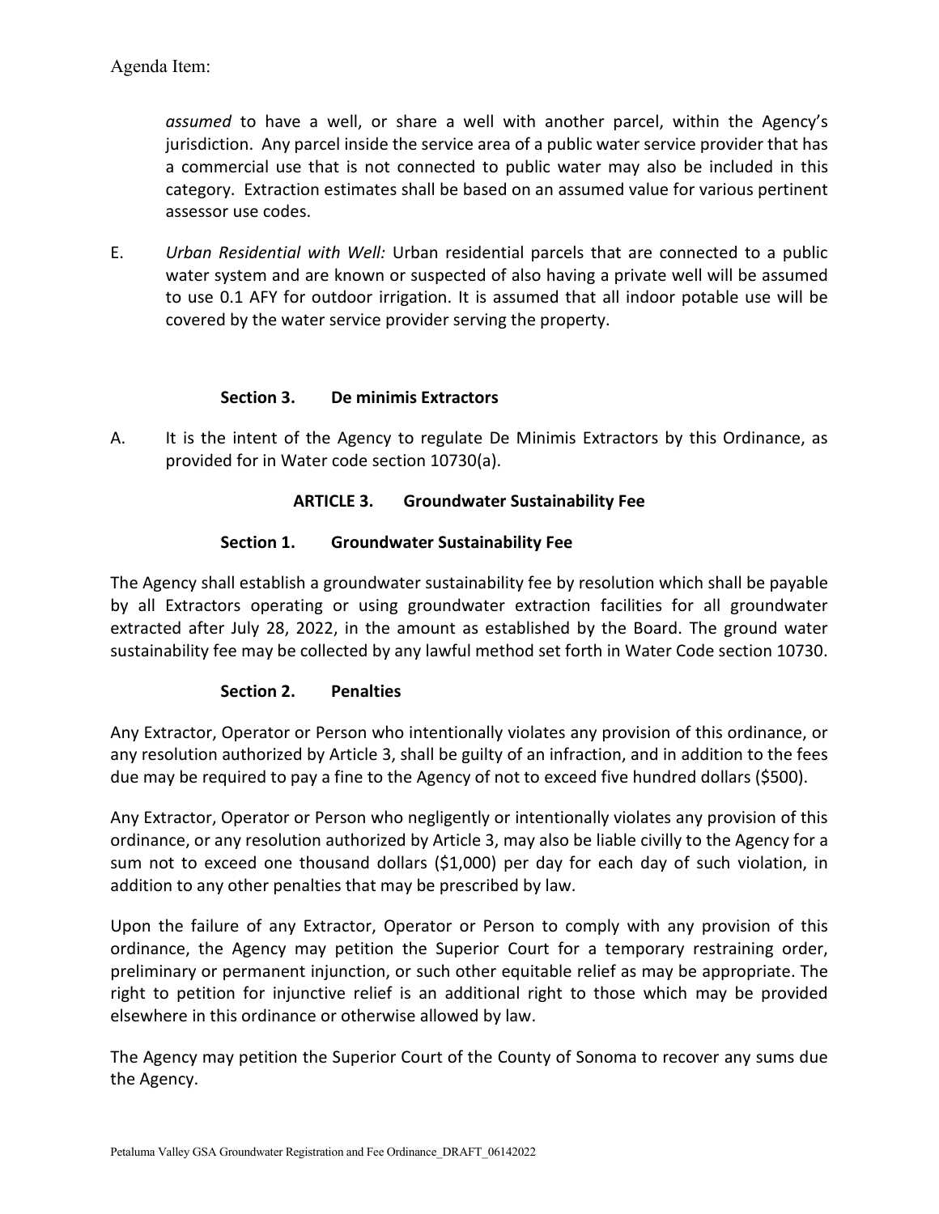*assumed* to have a well, or share a well with another parcel, within the Agency's jurisdiction. Any parcel inside the service area of a public water service provider that has a commercial use that is not connected to public water may also be included in this category. Extraction estimates shall be based on an assumed value for various pertinent assessor use codes.

E. *Urban Residential with Well:* Urban residential parcels that are connected to a public water system and are known or suspected of also having a private well will be assumed to use 0.1 AFY for outdoor irrigation. It is assumed that all indoor potable use will be covered by the water service provider serving the property.

**Section 3. De minimis Extractors**

A. It is the intent of the Agency to regulate De Minimis Extractors by this Ordinance, as provided for in Water code section 10730(a).

**ARTICLE 3. Groundwater Sustainability Fee**

**Section 1. Groundwater Sustainability Fee**

The Agency shall establish a groundwater sustainability fee by resolution which shall be payable by all Extractors operating or using groundwater extraction facilities for all groundwater extracted after July 28, 2022, in the amount as established by the Board. The ground water sustainability fee may be collected by any lawful method set forth in Water Code section 10730.

**Section 2. Penalties**

Any Extractor, Operator or Person who intentionally violates any provision of this ordinance, or any resolution authorized by Article 3, shall be guilty of an infraction, and in addition to the fees due may be required to pay a fine to the Agency of not to exceed five hundred dollars ($500).

Any Extractor, Operator or Person who negligently or intentionally violates any provision of this ordinance, or any resolution authorized by Article 3, may also be liable civilly to the Agency for a sum not to exceed one thousand dollars ($1,000) per day for each day of such violation, in addition to any other penalties that may be prescribed by law.

Upon the failure of any Extractor, Operator or Person to comply with any provision of this ordinance, the Agency may petition the Superior Court for a temporary restraining order, preliminary or permanent injunction, or such other equitable relief as may be appropriate. The right to petition for injunctive relief is an additional right to those which may be provided elsewhere in this ordinance or otherwise allowed by law.

The Agency may petition the Superior Court of the County of Sonoma to recover any sums due the Agency.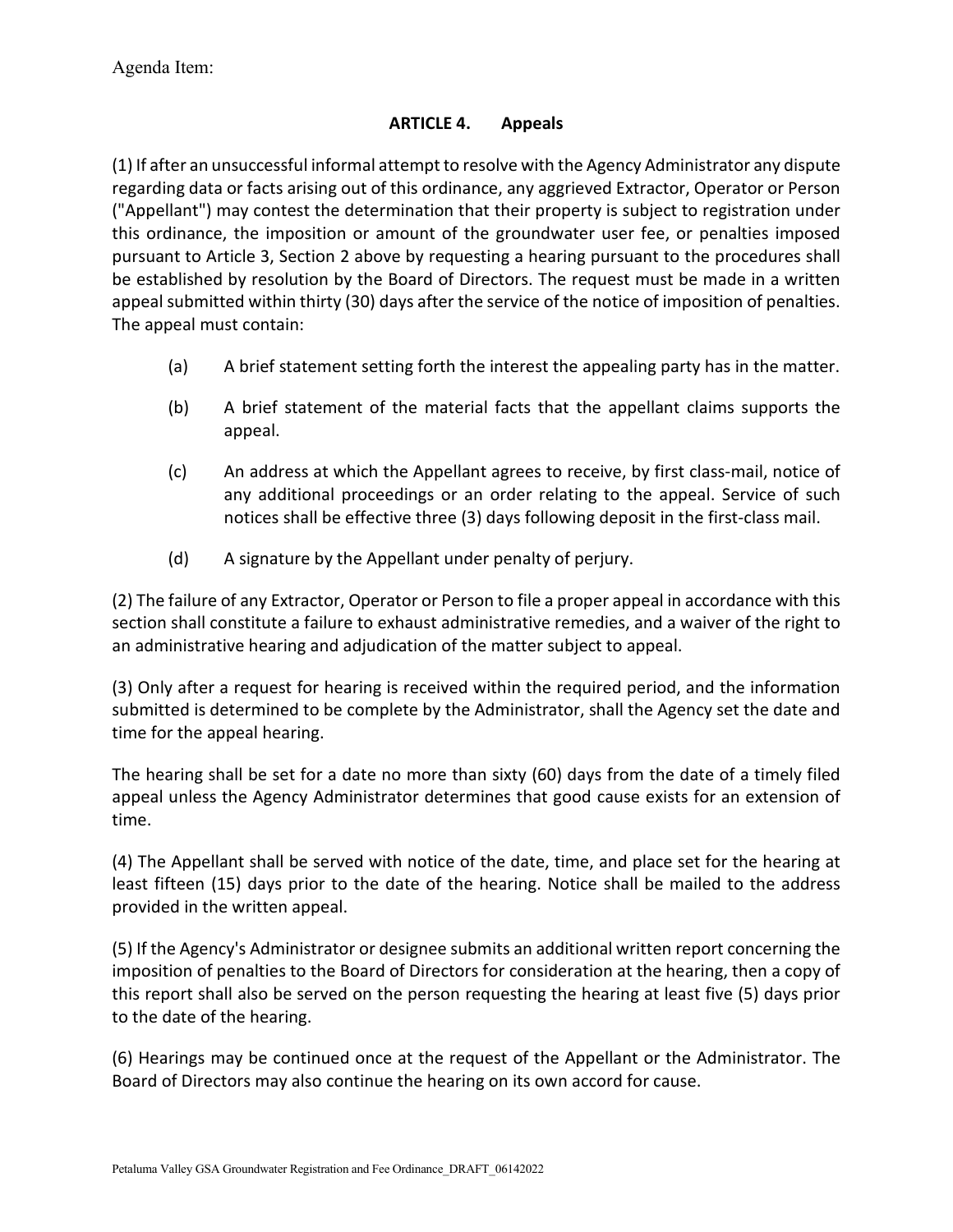Agenda Item:

## ARTICLE 4. Appeals

(1) If after an unsuccessful informal attempt to resolve with the Agency Administrator any dispute regarding data or facts arising out of this ordinance, any aggrieved Extractor, Operator or Person ("Appellant") may contest the determination that their property is subject to registration under this ordinance, the imposition or amount of the groundwater user fee, or penalties imposed pursuant to Article 3, Section 2 above by requesting a hearing pursuant to the procedures shall be established by resolution by the Board of Directors. The request must be made in a written appeal submitted within thirty (30) days after the service of the notice of imposition of penalties. The appeal must contain:

- (a) A brief statement setting forth the interest the appealing party has in the matter.
- (b) A brief statement of the material facts that the appellant claims supports the appeal.
- (c) An address at which the Appellant agrees to receive, by first class-mail, notice of any additional proceedings or an order relating to the appeal. Service of such notices shall be effective three (3) days following deposit in the first-class mail.
- (d) A signature by the Appellant under penalty of perjury.

(2) The failure of any Extractor, Operator or Person to file a proper appeal in accordance with this section shall constitute a failure to exhaust administrative remedies, and a waiver of the right to an administrative hearing and adjudication of the matter subject to appeal.

(3) Only after a request for hearing is received within the required period, and the information submitted is determined to be complete by the Administrator, shall the Agency set the date and time for the appeal hearing.

The hearing shall be set for a date no more than sixty (60) days from the date of a timely filed appeal unless the Agency Administrator determines that good cause exists for an extension of time.

(4) The Appellant shall be served with notice of the date, time, and place set for the hearing at least fifteen (15) days prior to the date of the hearing. Notice shall be mailed to the address provided in the written appeal.

(5) If the Agency's Administrator or designee submits an additional written report concerning the imposition of penalties to the Board of Directors for consideration at the hearing, then a copy of this report shall also be served on the person requesting the hearing at least five (5) days prior to the date of the hearing.

(6) Hearings may be continued once at the request of the Appellant or the Administrator. The Board of Directors may also continue the hearing on its own accord for cause.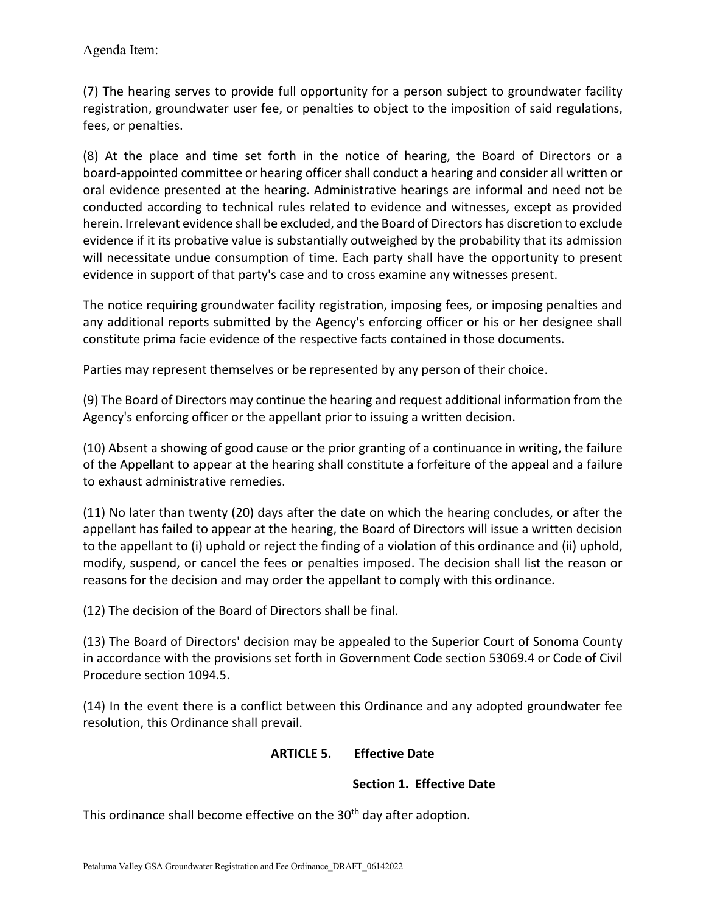(7) The hearing serves to provide full opportunity for a person subject to groundwater facility registration, groundwater user fee, or penalties to object to the imposition of said regulations, fees, or penalties.

(8) At the place and time set forth in the notice of hearing, the Board of Directors or a board-appointed committee or hearing officer shall conduct a hearing and consider all written or oral evidence presented at the hearing. Administrative hearings are informal and need not be conducted according to technical rules related to evidence and witnesses, except as provided herein. Irrelevant evidence shall be excluded, and the Board of Directors has discretion to exclude evidence if it its probative value is substantially outweighed by the probability that its admission will necessitate undue consumption of time. Each party shall have the opportunity to present evidence in support of that party's case and to cross examine any witnesses present.

The notice requiring groundwater facility registration, imposing fees, or imposing penalties and any additional reports submitted by the Agency's enforcing officer or his or her designee shall constitute prima facie evidence of the respective facts contained in those documents.

Parties may represent themselves or be represented by any person of their choice.

(9) The Board of Directors may continue the hearing and request additional information from the Agency's enforcing officer or the appellant prior to issuing a written decision.

(10) Absent a showing of good cause or the prior granting of a continuance in writing, the failure of the Appellant to appear at the hearing shall constitute a forfeiture of the appeal and a failure to exhaust administrative remedies.

(11) No later than twenty (20) days after the date on which the hearing concludes, or after the appellant has failed to appear at the hearing, the Board of Directors will issue a written decision to the appellant to (i) uphold or reject the finding of a violation of this ordinance and (ii) uphold, modify, suspend, or cancel the fees or penalties imposed. The decision shall list the reason or reasons for the decision and may order the appellant to comply with this ordinance.

(12) The decision of the Board of Directors shall be final.

(13) The Board of Directors' decision may be appealed to the Superior Court of Sonoma County in accordance with the provisions set forth in Government Code section 53069.4 or Code of Civil Procedure section 1094.5.

(14) In the event there is a conflict between this Ordinance and any adopted groundwater fee resolution, this Ordinance shall prevail.

## ARTICLE 5. Effective Date

### Section 1. Effective Date

This ordinance shall become effective on the 30th day after adoption.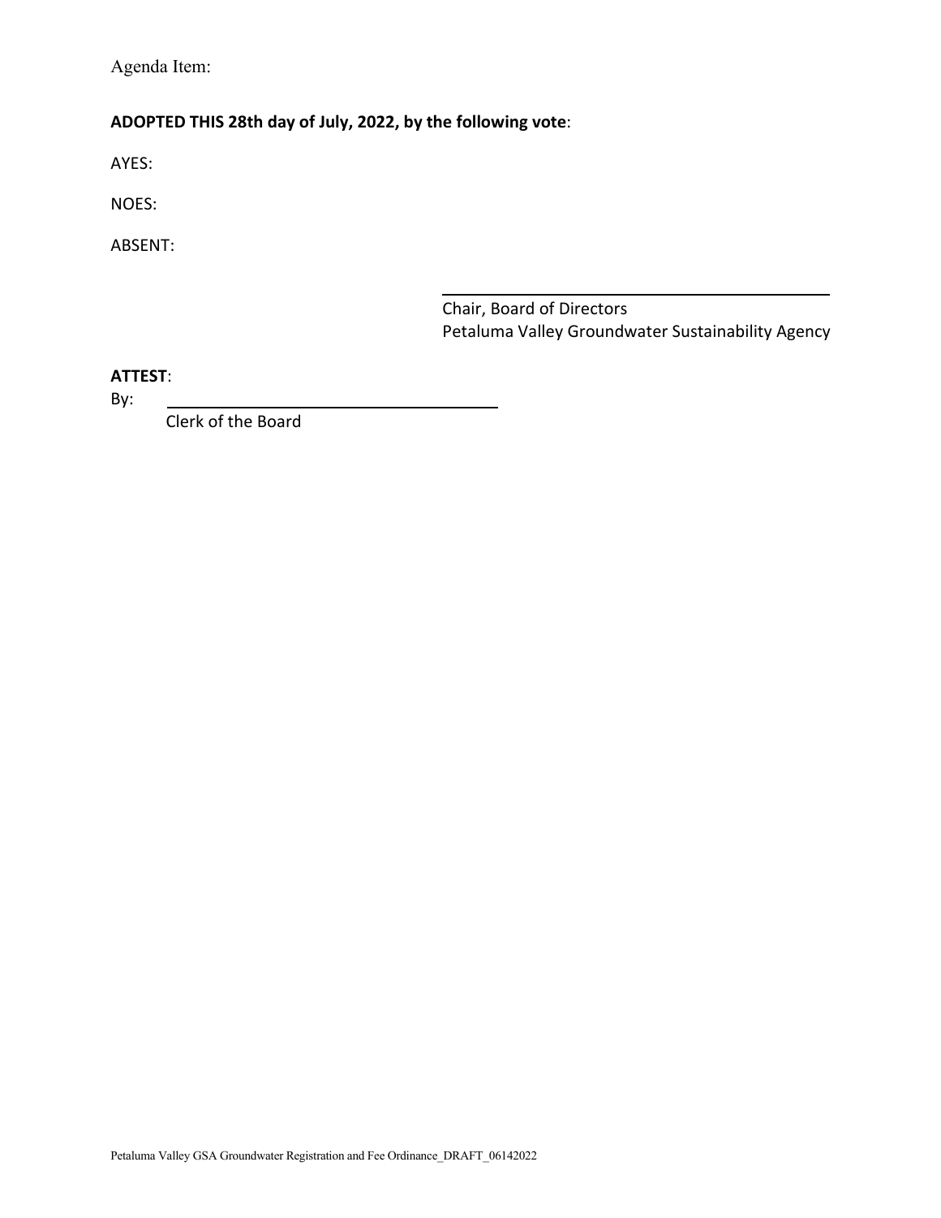Agenda Item:

**ADOPTED THIS 28th day of July, 2022, by the following vote**:

AYES:

NOES:

ABSENT:

\_\_\_\_\_\_\_\_\_\_\_\_\_\_\_\_\_\_\_\_\_\_\_\_\_\_\_\_\_\_\_\_\_\_\_\_\_\_\_\_
Chair, Board of Directors
Petaluma Valley Groundwater Sustainability Agency

**ATTEST**:

By: \_\_\_\_\_\_\_\_\_\_\_\_\_\_\_\_\_\_\_\_\_\_\_\_\_\_\_\_\_\_\_\_\_\_\_\_\_\_\_\_
Clerk of the Board